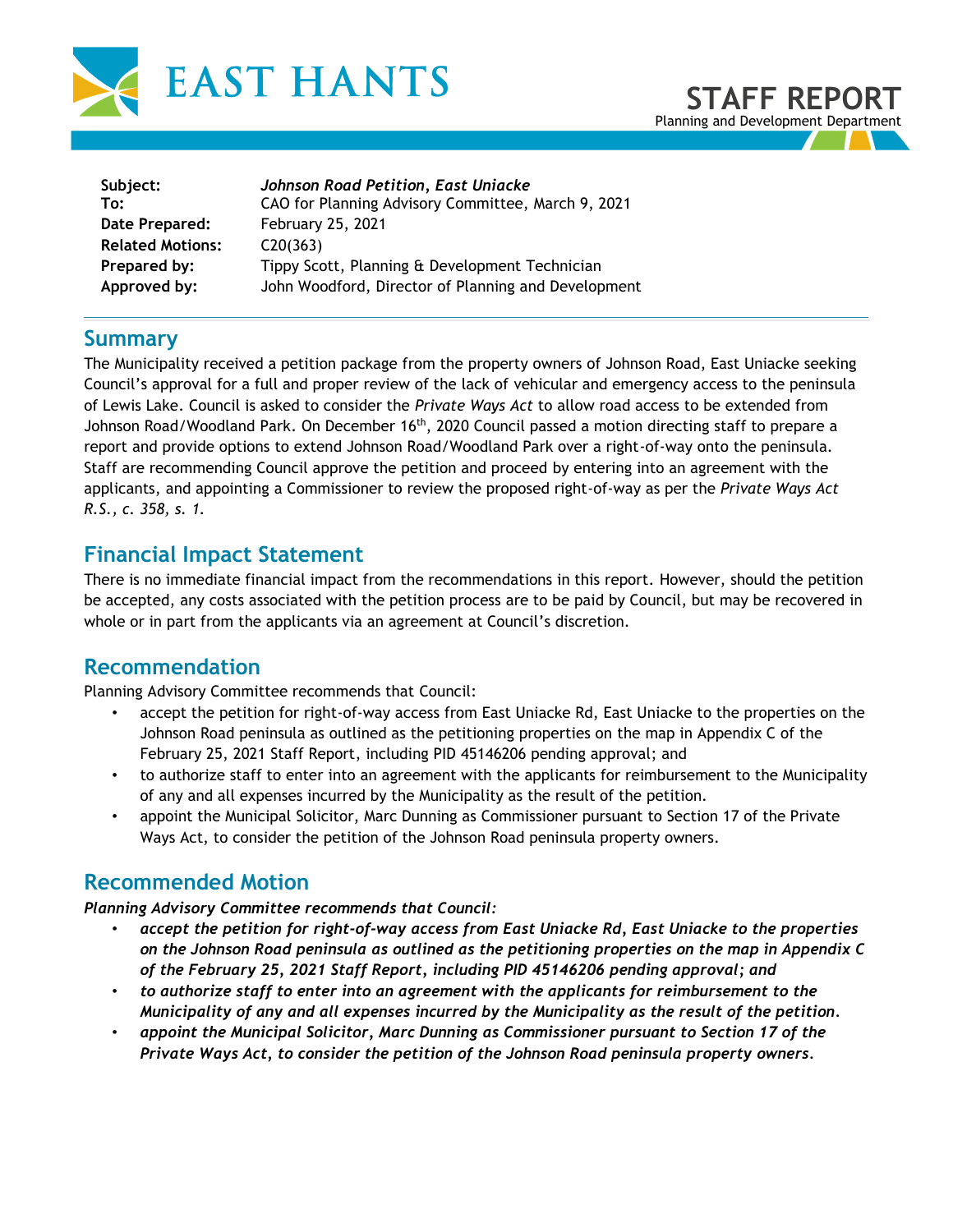# EAST HANTS

## STAFF REPORT
Planning and Development Department

| | |
|---|---|
| **Subject:** | ***Johnson Road Petition, East Uniacke*** |
| **To:** | CAO for Planning Advisory Committee, March 9, 2021 |
| **Date Prepared:** | February 25, 2021 |
| **Related Motions:** | C20(363) |
| **Prepared by:** | Tippy Scott, Planning & Development Technician |
| **Approved by:** | John Woodford, Director of Planning and Development |

## Summary

The Municipality received a petition package from the property owners of Johnson Road, East Uniacke seeking Council's approval for a full and proper review of the lack of vehicular and emergency access to the peninsula of Lewis Lake. Council is asked to consider the *Private Ways Act* to allow road access to be extended from Johnson Road/Woodland Park. On December 16th, 2020 Council passed a motion directing staff to prepare a report and provide options to extend Johnson Road/Woodland Park over a right-of-way onto the peninsula. Staff are recommending Council approve the petition and proceed by entering into an agreement with the applicants, and appointing a Commissioner to review the proposed right-of-way as per the *Private Ways Act R.S., c. 358, s. 1.*

## Financial Impact Statement

There is no immediate financial impact from the recommendations in this report. However, should the petition be accepted, any costs associated with the petition process are to be paid by Council, but may be recovered in whole or in part from the applicants via an agreement at Council's discretion.

## Recommendation

Planning Advisory Committee recommends that Council:

- accept the petition for right-of-way access from East Uniacke Rd, East Uniacke to the properties on the Johnson Road peninsula as outlined as the petitioning properties on the map in Appendix C of the February 25, 2021 Staff Report, including PID 45146206 pending approval; and
- to authorize staff to enter into an agreement with the applicants for reimbursement to the Municipality of any and all expenses incurred by the Municipality as the result of the petition.
- appoint the Municipal Solicitor, Marc Dunning as Commissioner pursuant to Section 17 of the Private Ways Act, to consider the petition of the Johnson Road peninsula property owners.

## Recommended Motion

***Planning Advisory Committee recommends that Council:***

- ***accept the petition for right-of-way access from East Uniacke Rd, East Uniacke to the properties on the Johnson Road peninsula as outlined as the petitioning properties on the map in Appendix C of the February 25, 2021 Staff Report, including PID 45146206 pending approval; and***
- ***to authorize staff to enter into an agreement with the applicants for reimbursement to the Municipality of any and all expenses incurred by the Municipality as the result of the petition.***
- ***appoint the Municipal Solicitor, Marc Dunning as Commissioner pursuant to Section 17 of the Private Ways Act, to consider the petition of the Johnson Road peninsula property owners.***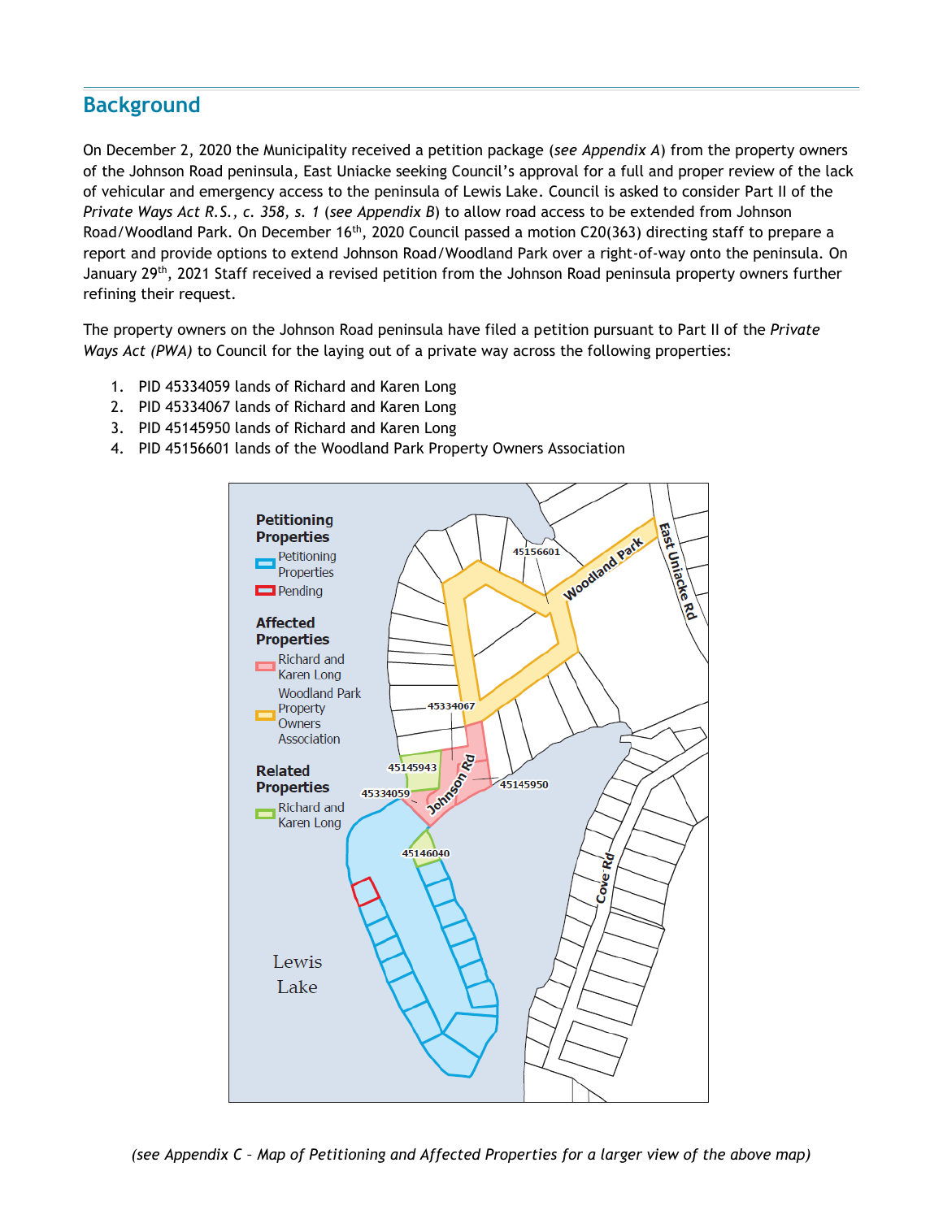## Background

On December 2, 2020 the Municipality received a petition package (*see Appendix A*) from the property owners of the Johnson Road peninsula, East Uniacke seeking Council's approval for a full and proper review of the lack of vehicular and emergency access to the peninsula of Lewis Lake. Council is asked to consider Part II of the *Private Ways Act R.S., c. 358, s. 1* (*see Appendix B*) to allow road access to be extended from Johnson Road/Woodland Park. On December 16th, 2020 Council passed a motion C20(363) directing staff to prepare a report and provide options to extend Johnson Road/Woodland Park over a right-of-way onto the peninsula. On January 29th, 2021 Staff received a revised petition from the Johnson Road peninsula property owners further refining their request.

The property owners on the Johnson Road peninsula have filed a petition pursuant to Part II of the *Private Ways Act (PWA)* to Council for the laying out of a private way across the following properties:

1. PID 45334059 lands of Richard and Karen Long
2. PID 45334067 lands of Richard and Karen Long
3. PID 45145950 lands of Richard and Karen Long
4. PID 45156601 lands of the Woodland Park Property Owners Association

*(see Appendix C – Map of Petitioning and Affected Properties for a larger view of the above map)*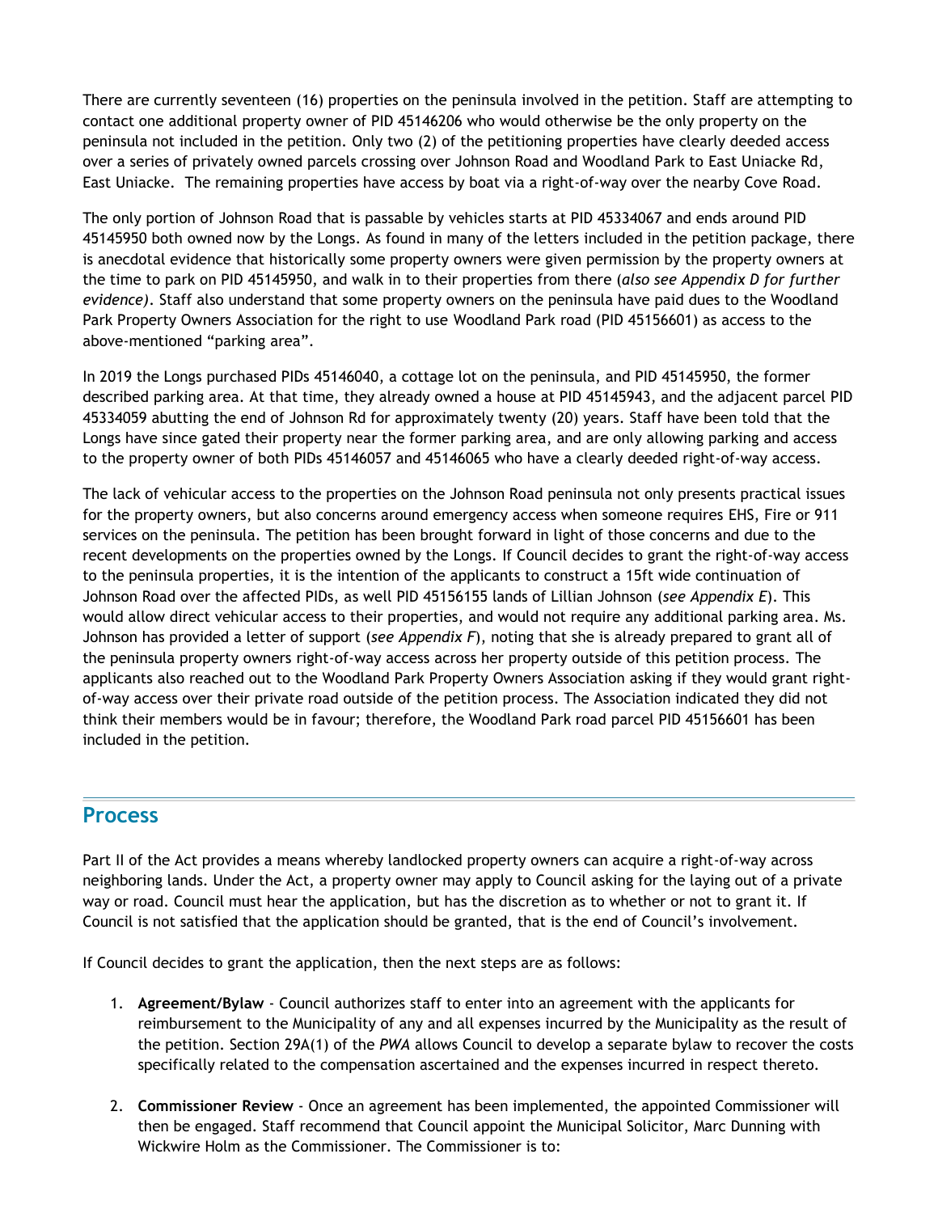There are currently seventeen (16) properties on the peninsula involved in the petition. Staff are attempting to contact one additional property owner of PID 45146206 who would otherwise be the only property on the peninsula not included in the petition. Only two (2) of the petitioning properties have clearly deeded access over a series of privately owned parcels crossing over Johnson Road and Woodland Park to East Uniacke Rd, East Uniacke. The remaining properties have access by boat via a right-of-way over the nearby Cove Road.

The only portion of Johnson Road that is passable by vehicles starts at PID 45334067 and ends around PID 45145950 both owned now by the Longs. As found in many of the letters included in the petition package, there is anecdotal evidence that historically some property owners were given permission by the property owners at the time to park on PID 45145950, and walk in to their properties from there (*also see Appendix D for further evidence)*. Staff also understand that some property owners on the peninsula have paid dues to the Woodland Park Property Owners Association for the right to use Woodland Park road (PID 45156601) as access to the above-mentioned "parking area".

In 2019 the Longs purchased PIDs 45146040, a cottage lot on the peninsula, and PID 45145950, the former described parking area. At that time, they already owned a house at PID 45145943, and the adjacent parcel PID 45334059 abutting the end of Johnson Rd for approximately twenty (20) years. Staff have been told that the Longs have since gated their property near the former parking area, and are only allowing parking and access to the property owner of both PIDs 45146057 and 45146065 who have a clearly deeded right-of-way access.

The lack of vehicular access to the properties on the Johnson Road peninsula not only presents practical issues for the property owners, but also concerns around emergency access when someone requires EHS, Fire or 911 services on the peninsula. The petition has been brought forward in light of those concerns and due to the recent developments on the properties owned by the Longs. If Council decides to grant the right-of-way access to the peninsula properties, it is the intention of the applicants to construct a 15ft wide continuation of Johnson Road over the affected PIDs, as well PID 45156155 lands of Lillian Johnson (*see Appendix E*). This would allow direct vehicular access to their properties, and would not require any additional parking area. Ms. Johnson has provided a letter of support (*see Appendix F*), noting that she is already prepared to grant all of the peninsula property owners right-of-way access across her property outside of this petition process. The applicants also reached out to the Woodland Park Property Owners Association asking if they would grant right-of-way access over their private road outside of the petition process. The Association indicated they did not think their members would be in favour; therefore, the Woodland Park road parcel PID 45156601 has been included in the petition.

## Process

Part II of the Act provides a means whereby landlocked property owners can acquire a right-of-way across neighboring lands. Under the Act, a property owner may apply to Council asking for the laying out of a private way or road. Council must hear the application, but has the discretion as to whether or not to grant it. If Council is not satisfied that the application should be granted, that is the end of Council's involvement.

If Council decides to grant the application, then the next steps are as follows:

1. **Agreement/Bylaw** - Council authorizes staff to enter into an agreement with the applicants for reimbursement to the Municipality of any and all expenses incurred by the Municipality as the result of the petition. Section 29A(1) of the *PWA* allows Council to develop a separate bylaw to recover the costs specifically related to the compensation ascertained and the expenses incurred in respect thereto.

2. **Commissioner Review** - Once an agreement has been implemented, the appointed Commissioner will then be engaged. Staff recommend that Council appoint the Municipal Solicitor, Marc Dunning with Wickwire Holm as the Commissioner. The Commissioner is to: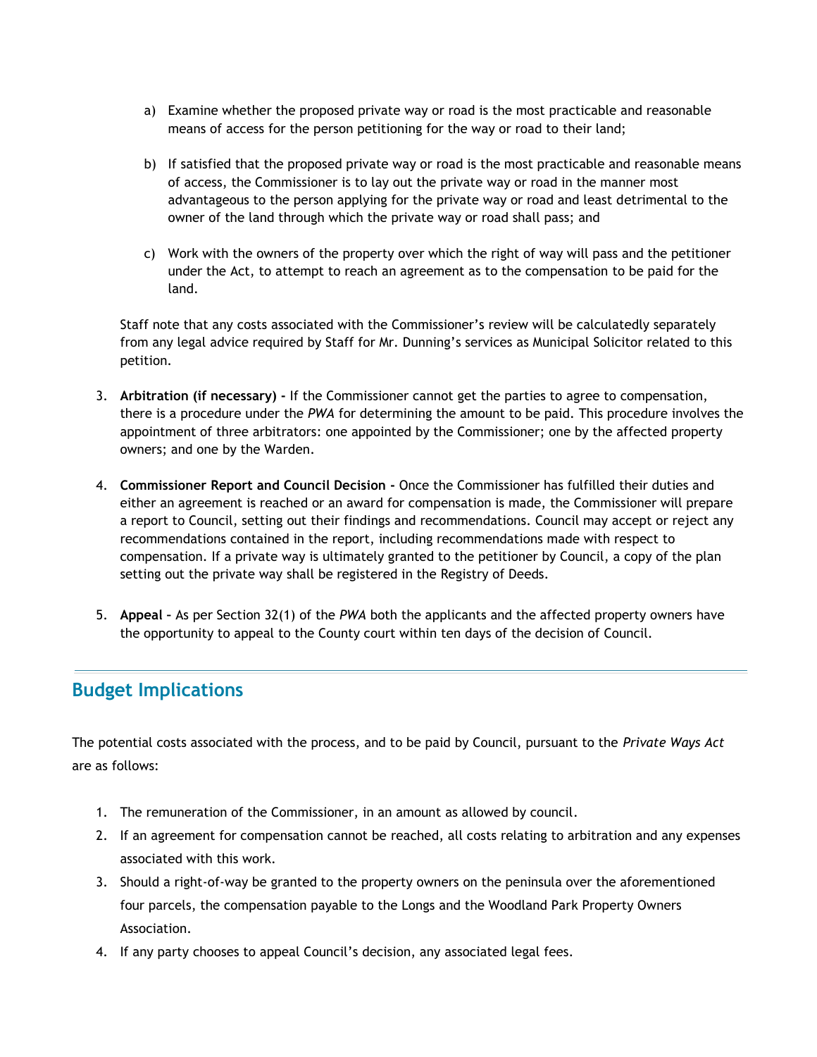a) Examine whether the proposed private way or road is the most practicable and reasonable means of access for the person petitioning for the way or road to their land;

b) If satisfied that the proposed private way or road is the most practicable and reasonable means of access, the Commissioner is to lay out the private way or road in the manner most advantageous to the person applying for the private way or road and least detrimental to the owner of the land through which the private way or road shall pass; and

c) Work with the owners of the property over which the right of way will pass and the petitioner under the Act, to attempt to reach an agreement as to the compensation to be paid for the land.

Staff note that any costs associated with the Commissioner's review will be calculatedly separately from any legal advice required by Staff for Mr. Dunning's services as Municipal Solicitor related to this petition.

3. **Arbitration (if necessary) -** If the Commissioner cannot get the parties to agree to compensation, there is a procedure under the *PWA* for determining the amount to be paid. This procedure involves the appointment of three arbitrators: one appointed by the Commissioner; one by the affected property owners; and one by the Warden.

4. **Commissioner Report and Council Decision -** Once the Commissioner has fulfilled their duties and either an agreement is reached or an award for compensation is made, the Commissioner will prepare a report to Council, setting out their findings and recommendations. Council may accept or reject any recommendations contained in the report, including recommendations made with respect to compensation. If a private way is ultimately granted to the petitioner by Council, a copy of the plan setting out the private way shall be registered in the Registry of Deeds.

5. **Appeal –** As per Section 32(1) of the *PWA* both the applicants and the affected property owners have the opportunity to appeal to the County court within ten days of the decision of Council.

## Budget Implications

The potential costs associated with the process, and to be paid by Council, pursuant to the *Private Ways Act* are as follows:

1. The remuneration of the Commissioner, in an amount as allowed by council.
2. If an agreement for compensation cannot be reached, all costs relating to arbitration and any expenses associated with this work.
3. Should a right-of-way be granted to the property owners on the peninsula over the aforementioned four parcels, the compensation payable to the Longs and the Woodland Park Property Owners Association.
4. If any party chooses to appeal Council's decision, any associated legal fees.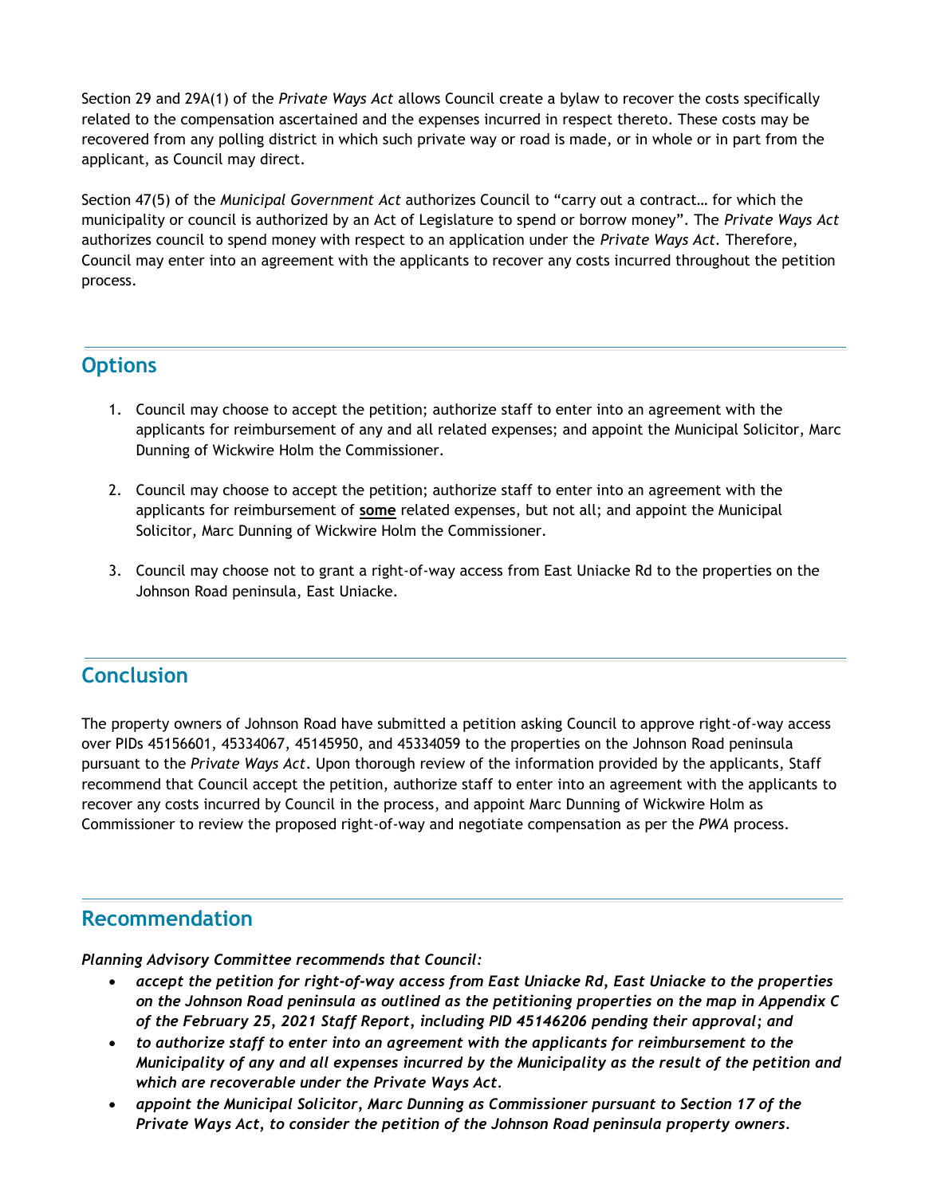Section 29 and 29A(1) of the *Private Ways Act* allows Council create a bylaw to recover the costs specifically related to the compensation ascertained and the expenses incurred in respect thereto. These costs may be recovered from any polling district in which such private way or road is made, or in whole or in part from the applicant, as Council may direct.

Section 47(5) of the *Municipal Government Act* authorizes Council to "carry out a contract… for which the municipality or council is authorized by an Act of Legislature to spend or borrow money". The *Private Ways Act* authorizes council to spend money with respect to an application under the *Private Ways Act*. Therefore, Council may enter into an agreement with the applicants to recover any costs incurred throughout the petition process.

## Options

1. Council may choose to accept the petition; authorize staff to enter into an agreement with the applicants for reimbursement of any and all related expenses; and appoint the Municipal Solicitor, Marc Dunning of Wickwire Holm the Commissioner.
2. Council may choose to accept the petition; authorize staff to enter into an agreement with the applicants for reimbursement of **some** related expenses, but not all; and appoint the Municipal Solicitor, Marc Dunning of Wickwire Holm the Commissioner.
3. Council may choose not to grant a right-of-way access from East Uniacke Rd to the properties on the Johnson Road peninsula, East Uniacke.

## Conclusion

The property owners of Johnson Road have submitted a petition asking Council to approve right-of-way access over PIDs 45156601, 45334067, 45145950, and 45334059 to the properties on the Johnson Road peninsula pursuant to the *Private Ways Act*. Upon thorough review of the information provided by the applicants, Staff recommend that Council accept the petition, authorize staff to enter into an agreement with the applicants to recover any costs incurred by Council in the process, and appoint Marc Dunning of Wickwire Holm as Commissioner to review the proposed right-of-way and negotiate compensation as per the *PWA* process.

## Recommendation

***Planning Advisory Committee recommends that Council:***

- ***accept the petition for right-of-way access from East Uniacke Rd, East Uniacke to the properties on the Johnson Road peninsula as outlined as the petitioning properties on the map in Appendix C of the February 25, 2021 Staff Report, including PID 45146206 pending their approval; and***
- ***to authorize staff to enter into an agreement with the applicants for reimbursement to the Municipality of any and all expenses incurred by the Municipality as the result of the petition and which are recoverable under the Private Ways Act.***
- ***appoint the Municipal Solicitor, Marc Dunning as Commissioner pursuant to Section 17 of the Private Ways Act, to consider the petition of the Johnson Road peninsula property owners.***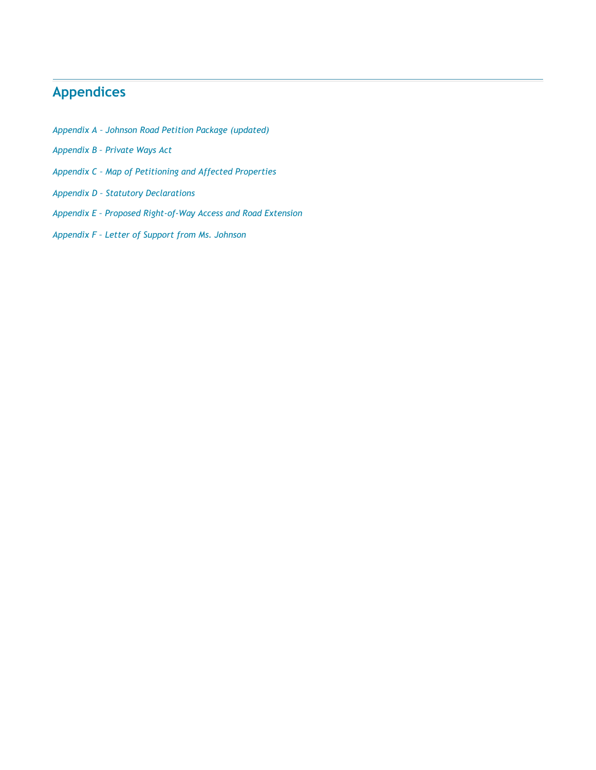## Appendices

*Appendix A – Johnson Road Petition Package (updated)*

*Appendix B – Private Ways Act*

*Appendix C – Map of Petitioning and Affected Properties*

*Appendix D – Statutory Declarations*

*Appendix E – Proposed Right-of-Way Access and Road Extension*

*Appendix F – Letter of Support from Ms. Johnson*